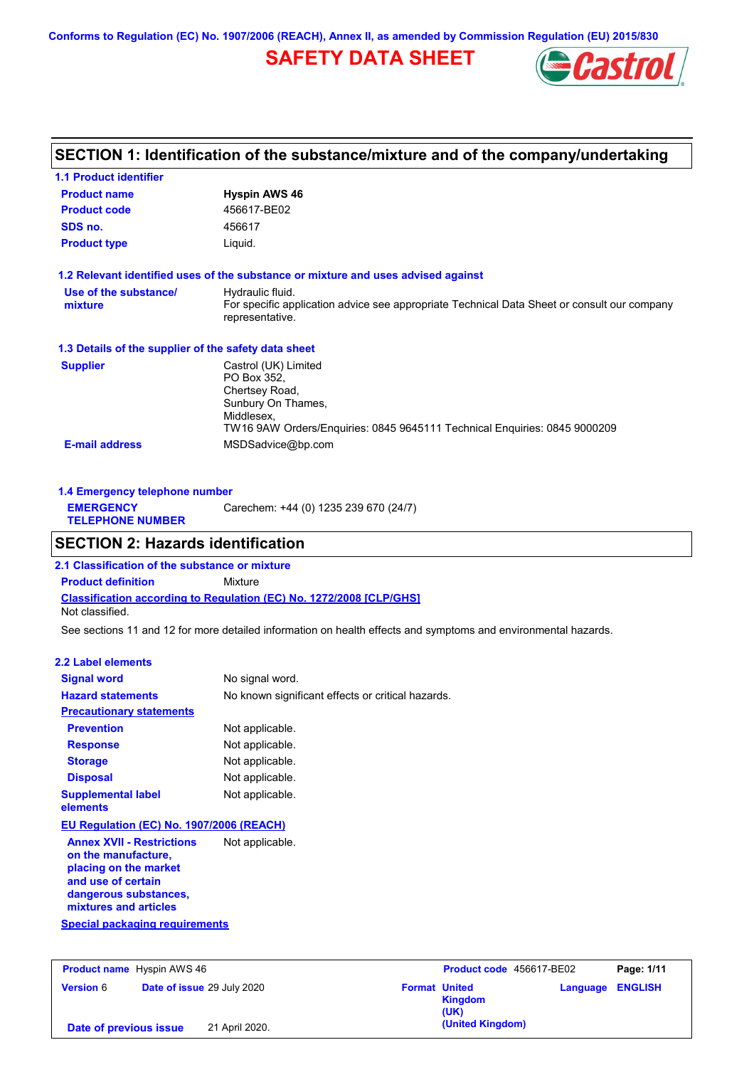Conforms to Regulation (EC) No. 1907/2006 (REACH), Annex II, as amended by Commission Regulation (EU) 2015/830

# SAFETY DATA SHEET

Castrol

## SECTION 1: Identification of the substance/mixture and of the company/undertaking

### 1.1 Product identifier

| | |
|---|---|
| **Product name** | **Hyspin AWS 46** |
| **Product code** | 456617-BE02 |
| **SDS no.** | 456617 |
| **Product type** | Liquid. |

### 1.2 Relevant identified uses of the substance or mixture and uses advised against

| | |
|---|---|
| **Use of the substance/ mixture** | Hydraulic fluid.<br>For specific application advice see appropriate Technical Data Sheet or consult our company representative. |

### 1.3 Details of the supplier of the safety data sheet

| | |
|---|---|
| **Supplier** | Castrol (UK) Limited<br>PO Box 352,<br>Chertsey Road,<br>Sunbury On Thames,<br>Middlesex,<br>TW16 9AW Orders/Enquiries: 0845 9645111 Technical Enquiries: 0845 9000209 |
| **E-mail address** | MSDSadvice@bp.com |

### 1.4 Emergency telephone number

| | |
|---|---|
| **EMERGENCY TELEPHONE NUMBER** | Carechem: +44 (0) 1235 239 670 (24/7) |

## SECTION 2: Hazards identification

### 2.1 Classification of the substance or mixture

**Product definition** Mixture

**Classification according to Regulation (EC) No. 1272/2008 [CLP/GHS]**

Not classified.

See sections 11 and 12 for more detailed information on health effects and symptoms and environmental hazards.

### 2.2 Label elements

| | |
|---|---|
| **Signal word** | No signal word. |
| **Hazard statements** | No known significant effects or critical hazards. |
| **Precautionary statements** | |
| **Prevention** | Not applicable. |
| **Response** | Not applicable. |
| **Storage** | Not applicable. |
| **Disposal** | Not applicable. |
| **Supplemental label elements** | Not applicable. |

**EU Regulation (EC) No. 1907/2006 (REACH)**

| | |
|---|---|
| **Annex XVII - Restrictions on the manufacture, placing on the market and use of certain dangerous substances, mixtures and articles** | Not applicable. |

**Special packaging requirements**

| | | | |
|---|---|---|---|
| **Product name** Hyspin AWS 46 | | **Product code** 456617-BE02 | |
| **Version** 6 | **Date of issue** 29 July 2020 | **Format** United Kingdom (UK) (United Kingdom) | **Language** ENGLISH |
| **Date of previous issue** | 21 April 2020. | | |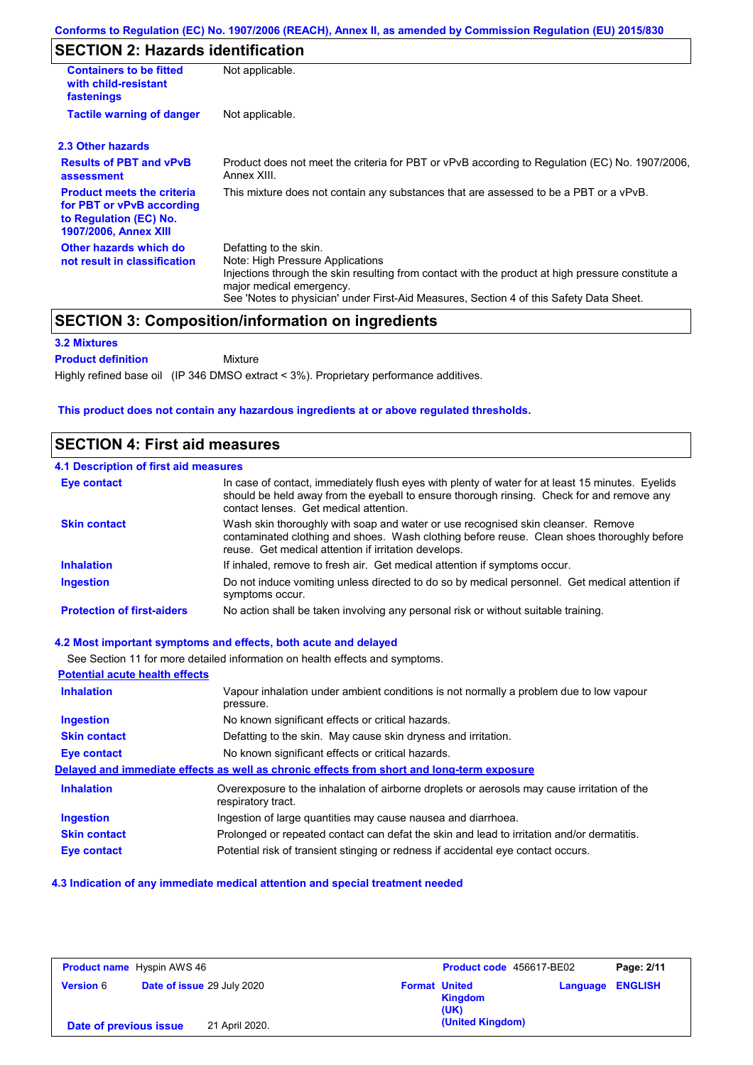Conforms to Regulation (EC) No. 1907/2006 (REACH), Annex II, as amended by Commission Regulation (EU) 2015/830

## SECTION 2: Hazards identification

| | |
|---|---|
| **Containers to be fitted with child-resistant fastenings** | Not applicable. |
| **Tactile warning of danger** | Not applicable. |

### 2.3 Other hazards

| | |
|---|---|
| **Results of PBT and vPvB assessment** | Product does not meet the criteria for PBT or vPvB according to Regulation (EC) No. 1907/2006, Annex XIII. |
| **Product meets the criteria for PBT or vPvB according to Regulation (EC) No. 1907/2006, Annex XIII** | This mixture does not contain any substances that are assessed to be a PBT or a vPvB. |
| **Other hazards which do not result in classification** | Defatting to the skin.<br>Note: High Pressure Applications<br>Injections through the skin resulting from contact with the product at high pressure constitute a major medical emergency.<br>See 'Notes to physician' under First-Aid Measures, Section 4 of this Safety Data Sheet. |

## SECTION 3: Composition/information on ingredients

### 3.2 Mixtures

**Product definition** Mixture

Highly refined base oil (IP 346 DMSO extract < 3%). Proprietary performance additives.

**This product does not contain any hazardous ingredients at or above regulated thresholds.**

## SECTION 4: First aid measures

### 4.1 Description of first aid measures

| | |
|---|---|
| **Eye contact** | In case of contact, immediately flush eyes with plenty of water for at least 15 minutes. Eyelids should be held away from the eyeball to ensure thorough rinsing. Check for and remove any contact lenses. Get medical attention. |
| **Skin contact** | Wash skin thoroughly with soap and water or use recognised skin cleanser. Remove contaminated clothing and shoes. Wash clothing before reuse. Clean shoes thoroughly before reuse. Get medical attention if irritation develops. |
| **Inhalation** | If inhaled, remove to fresh air. Get medical attention if symptoms occur. |
| **Ingestion** | Do not induce vomiting unless directed to do so by medical personnel. Get medical attention if symptoms occur. |
| **Protection of first-aiders** | No action shall be taken involving any personal risk or without suitable training. |

### 4.2 Most important symptoms and effects, both acute and delayed

See Section 11 for more detailed information on health effects and symptoms.

**Potential acute health effects**

| | |
|---|---|
| **Inhalation** | Vapour inhalation under ambient conditions is not normally a problem due to low vapour pressure. |
| **Ingestion** | No known significant effects or critical hazards. |
| **Skin contact** | Defatting to the skin. May cause skin dryness and irritation. |
| **Eye contact** | No known significant effects or critical hazards. |

**Delayed and immediate effects as well as chronic effects from short and long-term exposure**

| | |
|---|---|
| **Inhalation** | Overexposure to the inhalation of airborne droplets or aerosols may cause irritation of the respiratory tract. |
| **Ingestion** | Ingestion of large quantities may cause nausea and diarrhoea. |
| **Skin contact** | Prolonged or repeated contact can defat the skin and lead to irritation and/or dermatitis. |
| **Eye contact** | Potential risk of transient stinging or redness if accidental eye contact occurs. |

### 4.3 Indication of any immediate medical attention and special treatment needed

| | | | |
|---|---|---|---|
| **Product name** Hyspin AWS 46 | | **Product code** 456617-BE02 | **Page:** 2/11 |
| **Version** 6 | **Date of issue** 29 July 2020 | **Format** United Kingdom (UK) (United Kingdom) | **Language** ENGLISH |
| **Date of previous issue** | 21 April 2020. | | |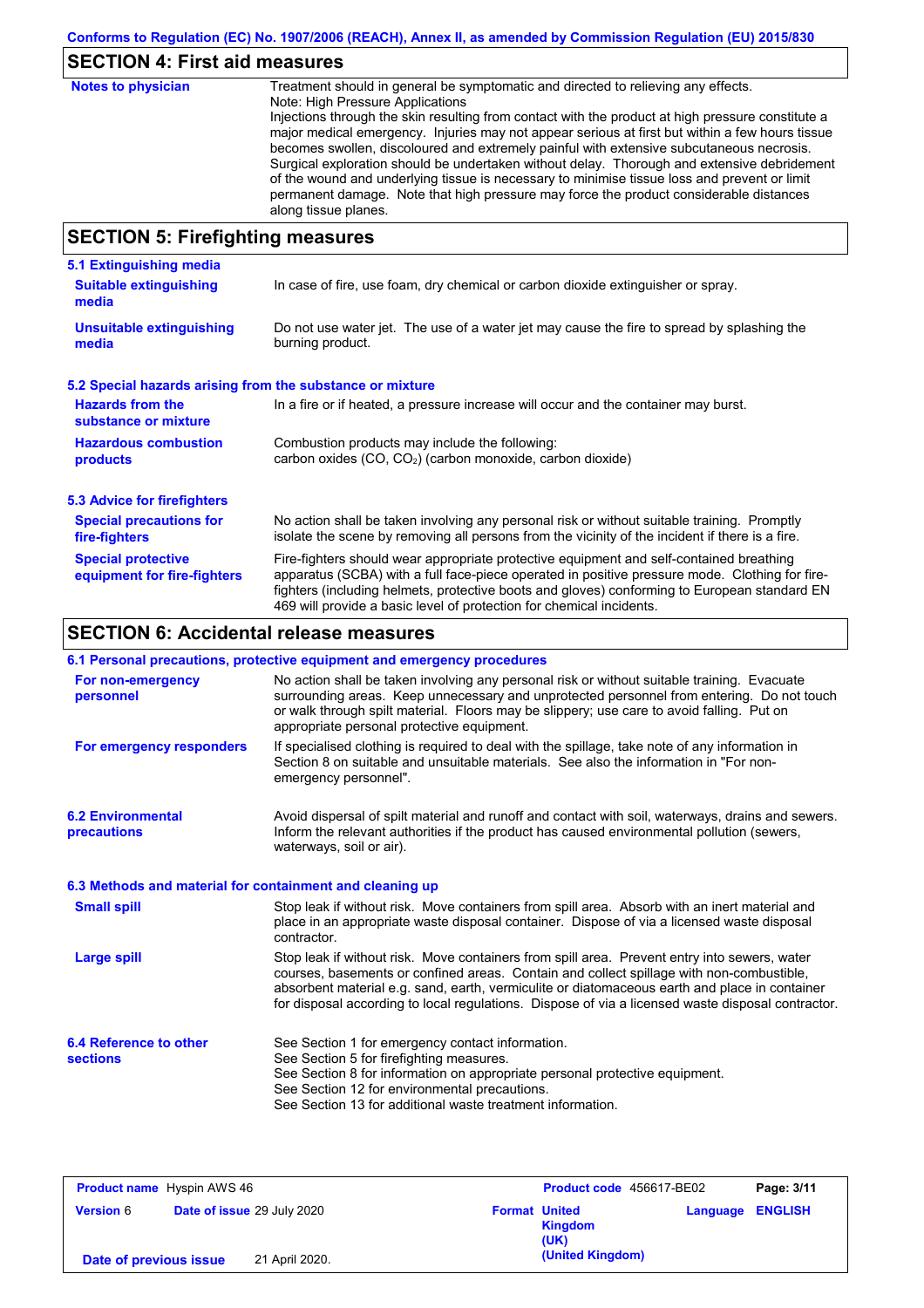## SECTION 4: First aid measures

| | |
|---|---|
| **Notes to physician** | Treatment should in general be symptomatic and directed to relieving any effects. Note: High Pressure Applications Injections through the skin resulting from contact with the product at high pressure constitute a major medical emergency. Injuries may not appear serious at first but within a few hours tissue becomes swollen, discoloured and extremely painful with extensive subcutaneous necrosis. Surgical exploration should be undertaken without delay. Thorough and extensive debridement of the wound and underlying tissue is necessary to minimise tissue loss and prevent or limit permanent damage. Note that high pressure may force the product considerable distances along tissue planes. |

## SECTION 5: Firefighting measures

### 5.1 Extinguishing media

| | |
|---|---|
| **Suitable extinguishing media** | In case of fire, use foam, dry chemical or carbon dioxide extinguisher or spray. |
| **Unsuitable extinguishing media** | Do not use water jet. The use of a water jet may cause the fire to spread by splashing the burning product. |

### 5.2 Special hazards arising from the substance or mixture

| | |
|---|---|
| **Hazards from the substance or mixture** | In a fire or if heated, a pressure increase will occur and the container may burst. |
| **Hazardous combustion products** | Combustion products may include the following: carbon oxides (CO, $CO_2$) (carbon monoxide, carbon dioxide) |

### 5.3 Advice for firefighters

| | |
|---|---|
| **Special precautions for fire-fighters** | No action shall be taken involving any personal risk or without suitable training. Promptly isolate the scene by removing all persons from the vicinity of the incident if there is a fire. |
| **Special protective equipment for fire-fighters** | Fire-fighters should wear appropriate protective equipment and self-contained breathing apparatus (SCBA) with a full face-piece operated in positive pressure mode. Clothing for fire-fighters (including helmets, protective boots and gloves) conforming to European standard EN 469 will provide a basic level of protection for chemical incidents. |

## SECTION 6: Accidental release measures

### 6.1 Personal precautions, protective equipment and emergency procedures

| | |
|---|---|
| **For non-emergency personnel** | No action shall be taken involving any personal risk or without suitable training. Evacuate surrounding areas. Keep unnecessary and unprotected personnel from entering. Do not touch or walk through spilt material. Floors may be slippery; use care to avoid falling. Put on appropriate personal protective equipment. |
| **For emergency responders** | If specialised clothing is required to deal with the spillage, take note of any information in Section 8 on suitable and unsuitable materials. See also the information in "For non-emergency personnel". |

| | |
|---|---|
| **6.2 Environmental precautions** | Avoid dispersal of spilt material and runoff and contact with soil, waterways, drains and sewers. Inform the relevant authorities if the product has caused environmental pollution (sewers, waterways, soil or air). |

### 6.3 Methods and material for containment and cleaning up

| | |
|---|---|
| **Small spill** | Stop leak if without risk. Move containers from spill area. Absorb with an inert material and place in an appropriate waste disposal container. Dispose of via a licensed waste disposal contractor. |
| **Large spill** | Stop leak if without risk. Move containers from spill area. Prevent entry into sewers, water courses, basements or confined areas. Contain and collect spillage with non-combustible, absorbent material e.g. sand, earth, vermiculite or diatomaceous earth and place in container for disposal according to local regulations. Dispose of via a licensed waste disposal contractor. |

| | |
|---|---|
| **6.4 Reference to other sections** | See Section 1 for emergency contact information.<br>See Section 5 for firefighting measures.<br>See Section 8 for information on appropriate personal protective equipment.<br>See Section 12 for environmental precautions.<br>See Section 13 for additional waste treatment information. |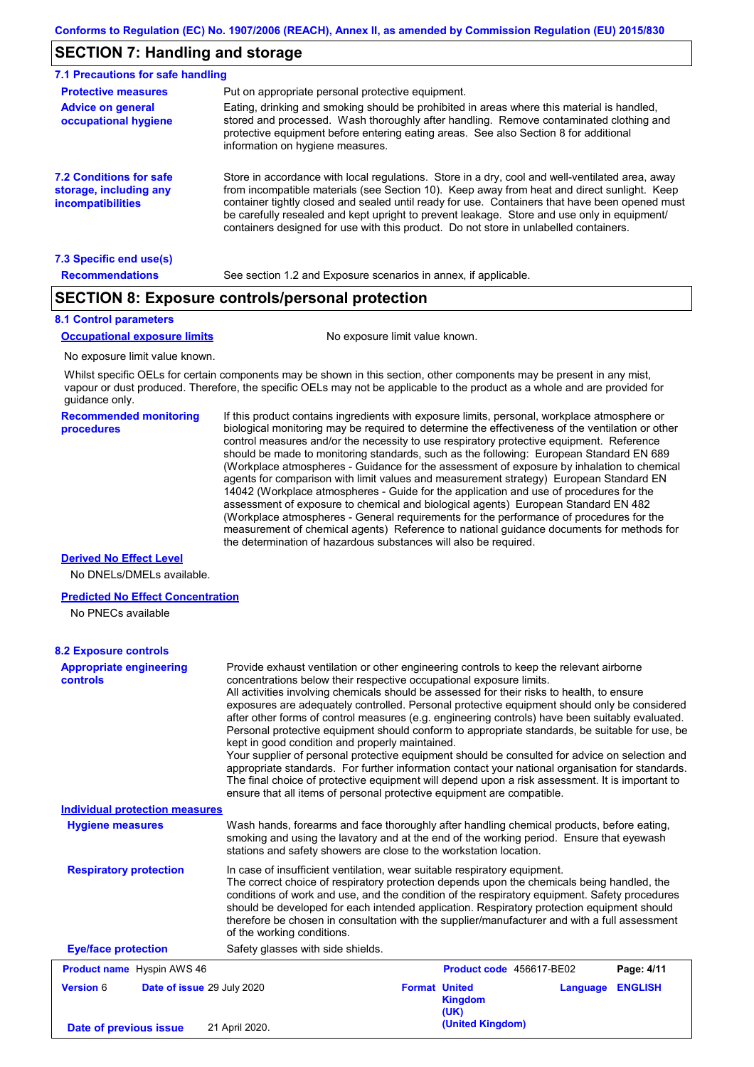## SECTION 7: Handling and storage

### 7.1 Precautions for safe handling

**Protective measures**
Put on appropriate personal protective equipment.

**Advice on general occupational hygiene**
Eating, drinking and smoking should be prohibited in areas where this material is handled, stored and processed. Wash thoroughly after handling. Remove contaminated clothing and protective equipment before entering eating areas. See also Section 8 for additional information on hygiene measures.

**7.2 Conditions for safe storage, including any incompatibilities**
Store in accordance with local regulations. Store in a dry, cool and well-ventilated area, away from incompatible materials (see Section 10). Keep away from heat and direct sunlight. Keep container tightly closed and sealed until ready for use. Containers that have been opened must be carefully resealed and kept upright to prevent leakage. Store and use only in equipment/ containers designed for use with this product. Do not store in unlabelled containers.

### 7.3 Specific end use(s)

**Recommendations**
See section 1.2 and Exposure scenarios in annex, if applicable.

## SECTION 8: Exposure controls/personal protection

### 8.1 Control parameters

**Occupational exposure limits**
No exposure limit value known.

No exposure limit value known.

Whilst specific OELs for certain components may be shown in this section, other components may be present in any mist, vapour or dust produced. Therefore, the specific OELs may not be applicable to the product as a whole and are provided for guidance only.

**Recommended monitoring procedures**
If this product contains ingredients with exposure limits, personal, workplace atmosphere or biological monitoring may be required to determine the effectiveness of the ventilation or other control measures and/or the necessity to use respiratory protective equipment. Reference should be made to monitoring standards, such as the following: European Standard EN 689 (Workplace atmospheres - Guidance for the assessment of exposure by inhalation to chemical agents for comparison with limit values and measurement strategy) European Standard EN 14042 (Workplace atmospheres - Guide for the application and use of procedures for the assessment of exposure to chemical and biological agents) European Standard EN 482 (Workplace atmospheres - General requirements for the performance of procedures for the measurement of chemical agents) Reference to national guidance documents for methods for the determination of hazardous substances will also be required.

**Derived No Effect Level**

No DNELs/DMELs available.

**Predicted No Effect Concentration**

No PNECs available

### 8.2 Exposure controls

**Appropriate engineering controls**
Provide exhaust ventilation or other engineering controls to keep the relevant airborne concentrations below their respective occupational exposure limits.
All activities involving chemicals should be assessed for their risks to health, to ensure exposures are adequately controlled. Personal protective equipment should only be considered after other forms of control measures (e.g. engineering controls) have been suitably evaluated. Personal protective equipment should conform to appropriate standards, be suitable for use, be kept in good condition and properly maintained.
Your supplier of personal protective equipment should be consulted for advice on selection and appropriate standards. For further information contact your national organisation for standards.
The final choice of protective equipment will depend upon a risk assessment. It is important to ensure that all items of personal protective equipment are compatible.

**Individual protection measures**

**Hygiene measures**
Wash hands, forearms and face thoroughly after handling chemical products, before eating, smoking and using the lavatory and at the end of the working period. Ensure that eyewash stations and safety showers are close to the workstation location.

**Respiratory protection**
In case of insufficient ventilation, wear suitable respiratory equipment.
The correct choice of respiratory protection depends upon the chemicals being handled, the conditions of work and use, and the condition of the respiratory equipment. Safety procedures should be developed for each intended application. Respiratory protection equipment should therefore be chosen in consultation with the supplier/manufacturer and with a full assessment of the working conditions.

**Eye/face protection**
Safety glasses with side shields.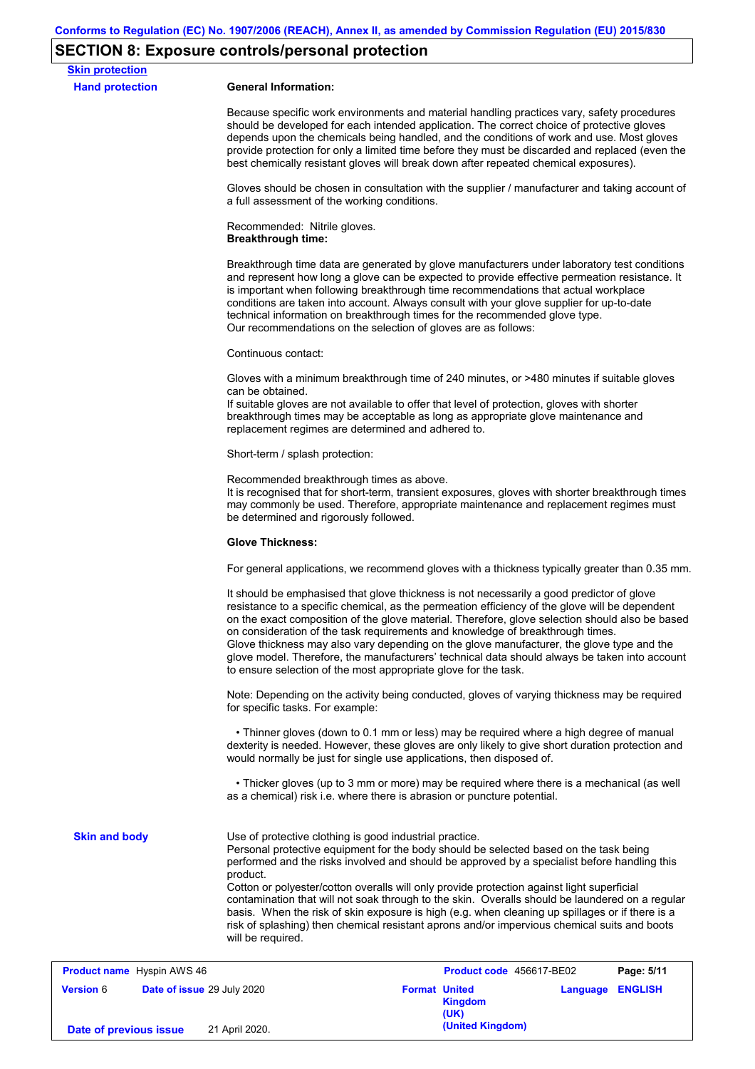## SECTION 8: Exposure controls/personal protection

**Skin protection**

**Hand protection**

**General Information:**

Because specific work environments and material handling practices vary, safety procedures should be developed for each intended application. The correct choice of protective gloves depends upon the chemicals being handled, and the conditions of work and use. Most gloves provide protection for only a limited time before they must be discarded and replaced (even the best chemically resistant gloves will break down after repeated chemical exposures).

Gloves should be chosen in consultation with the supplier / manufacturer and taking account of a full assessment of the working conditions.

Recommended: Nitrile gloves.

**Breakthrough time:**

Breakthrough time data are generated by glove manufacturers under laboratory test conditions and represent how long a glove can be expected to provide effective permeation resistance. It is important when following breakthrough time recommendations that actual workplace conditions are taken into account. Always consult with your glove supplier for up-to-date technical information on breakthrough times for the recommended glove type.
Our recommendations on the selection of gloves are as follows:

Continuous contact:

Gloves with a minimum breakthrough time of 240 minutes, or >480 minutes if suitable gloves can be obtained.
If suitable gloves are not available to offer that level of protection, gloves with shorter breakthrough times may be acceptable as long as appropriate glove maintenance and replacement regimes are determined and adhered to.

Short-term / splash protection:

Recommended breakthrough times as above.
It is recognised that for short-term, transient exposures, gloves with shorter breakthrough times may commonly be used. Therefore, appropriate maintenance and replacement regimes must be determined and rigorously followed.

**Glove Thickness:**

For general applications, we recommend gloves with a thickness typically greater than 0.35 mm.

It should be emphasised that glove thickness is not necessarily a good predictor of glove resistance to a specific chemical, as the permeation efficiency of the glove will be dependent on the exact composition of the glove material. Therefore, glove selection should also be based on consideration of the task requirements and knowledge of breakthrough times.
Glove thickness may also vary depending on the glove manufacturer, the glove type and the glove model. Therefore, the manufacturers' technical data should always be taken into account to ensure selection of the most appropriate glove for the task.

Note: Depending on the activity being conducted, gloves of varying thickness may be required for specific tasks. For example:

• Thinner gloves (down to 0.1 mm or less) may be required where a high degree of manual dexterity is needed. However, these gloves are only likely to give short duration protection and would normally be just for single use applications, then disposed of.

• Thicker gloves (up to 3 mm or more) may be required where there is a mechanical (as well as a chemical) risk i.e. where there is abrasion or puncture potential.

**Skin and body**

Use of protective clothing is good industrial practice.
Personal protective equipment for the body should be selected based on the task being performed and the risks involved and should be approved by a specialist before handling this product.
Cotton or polyester/cotton overalls will only provide protection against light superficial contamination that will not soak through to the skin. Overalls should be laundered on a regular basis. When the risk of skin exposure is high (e.g. when cleaning up spillages or if there is a risk of splashing) then chemical resistant aprons and/or impervious chemical suits and boots will be required.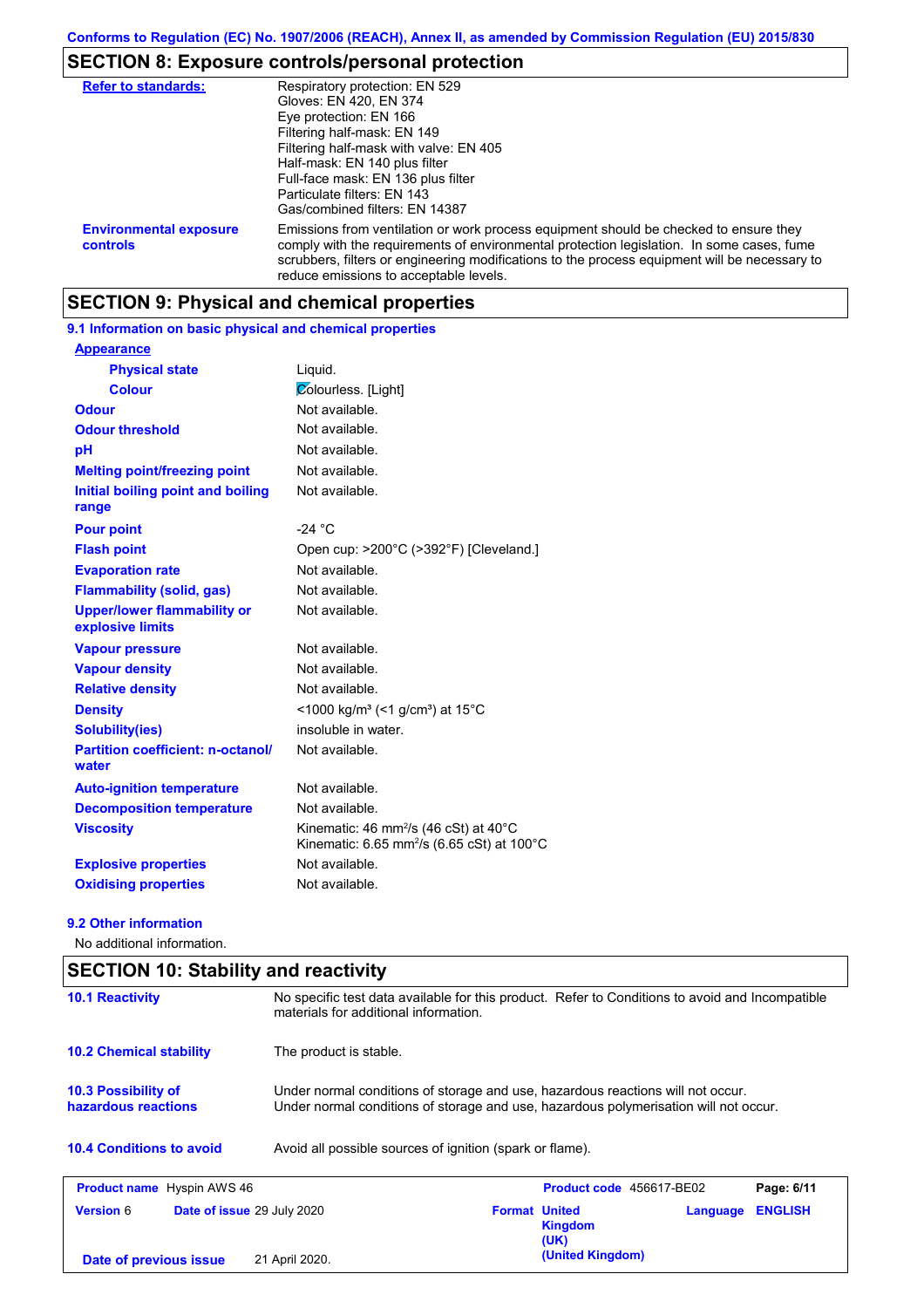Conforms to Regulation (EC) No. 1907/2006 (REACH), Annex II, as amended by Commission Regulation (EU) 2015/830

## SECTION 8: Exposure controls/personal protection

| | |
|---|---|
| **Refer to standards:** | Respiratory protection: EN 529<br>Gloves: EN 420, EN 374<br>Eye protection: EN 166<br>Filtering half-mask: EN 149<br>Filtering half-mask with valve: EN 405<br>Half-mask: EN 140 plus filter<br>Full-face mask: EN 136 plus filter<br>Particulate filters: EN 143<br>Gas/combined filters: EN 14387 |
| **Environmental exposure controls** | Emissions from ventilation or work process equipment should be checked to ensure they comply with the requirements of environmental protection legislation. In some cases, fume scrubbers, filters or engineering modifications to the process equipment will be necessary to reduce emissions to acceptable levels. |

## SECTION 9: Physical and chemical properties

### 9.1 Information on basic physical and chemical properties

| | |
|---|---|
| **Appearance** | |
| **Physical state** | Liquid. |
| **Colour** | Colourless. [Light] |
| **Odour** | Not available. |
| **Odour threshold** | Not available. |
| **pH** | Not available. |
| **Melting point/freezing point** | Not available. |
| **Initial boiling point and boiling range** | Not available. |
| **Pour point** | -24 °C |
| **Flash point** | Open cup: >200°C (>392°F) [Cleveland.] |
| **Evaporation rate** | Not available. |
| **Flammability (solid, gas)** | Not available. |
| **Upper/lower flammability or explosive limits** | Not available. |
| **Vapour pressure** | Not available. |
| **Vapour density** | Not available. |
| **Relative density** | Not available. |
| **Density** | <1000 kg/m³ (<1 g/cm³) at 15°C |
| **Solubility(ies)** | insoluble in water. |
| **Partition coefficient: n-octanol/water** | Not available. |
| **Auto-ignition temperature** | Not available. |
| **Decomposition temperature** | Not available. |
| **Viscosity** | Kinematic: 46 mm²/s (46 cSt) at 40°C<br>Kinematic: 6.65 mm²/s (6.65 cSt) at 100°C |
| **Explosive properties** | Not available. |
| **Oxidising properties** | Not available. |

### 9.2 Other information

No additional information.

## SECTION 10: Stability and reactivity

| | |
|---|---|
| **10.1 Reactivity** | No specific test data available for this product. Refer to Conditions to avoid and Incompatible materials for additional information. |
| **10.2 Chemical stability** | The product is stable. |
| **10.3 Possibility of hazardous reactions** | Under normal conditions of storage and use, hazardous reactions will not occur.<br>Under normal conditions of storage and use, hazardous polymerisation will not occur. |
| **10.4 Conditions to avoid** | Avoid all possible sources of ignition (spark or flame). |

| | | | |
|---|---|---|---|
| **Product name** Hyspin AWS 46 | | **Product code** 456617-BE02 | **Page:** 6/11 |
| **Version** 6 | **Date of issue** 29 July 2020 | **Format** United Kingdom (UK) | **Language** ENGLISH |
| **Date of previous issue** | 21 April 2020. | (United Kingdom) | |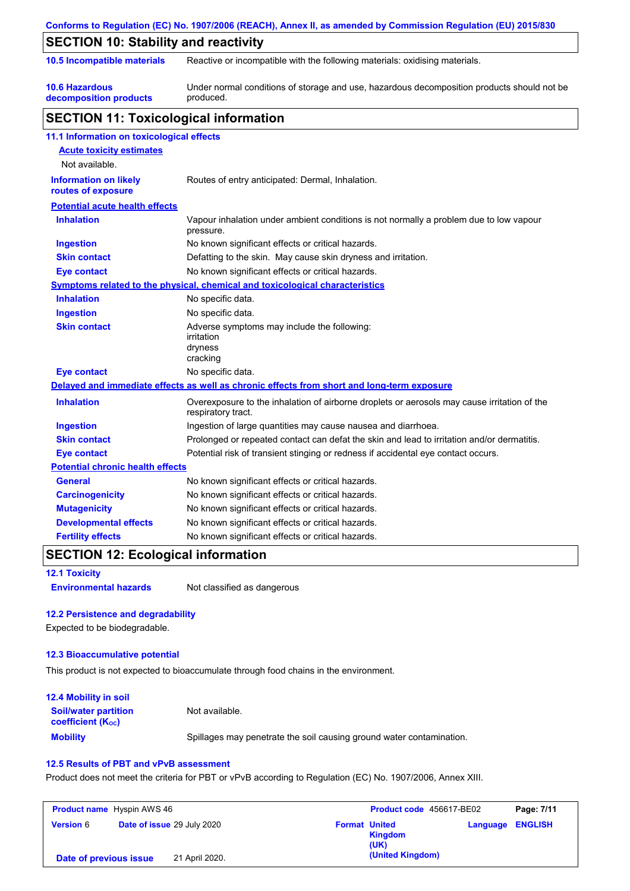## SECTION 10: Stability and reactivity

| | |
|---|---|
| **10.5 Incompatible materials** | Reactive or incompatible with the following materials: oxidising materials. |
| **10.6 Hazardous decomposition products** | Under normal conditions of storage and use, hazardous decomposition products should not be produced. |

## SECTION 11: Toxicological information

### 11.1 Information on toxicological effects

**Acute toxicity estimates**

Not available.

| | |
|---|---|
| **Information on likely routes of exposure** | Routes of entry anticipated: Dermal, Inhalation. |

**Potential acute health effects**

| | |
|---|---|
| **Inhalation** | Vapour inhalation under ambient conditions is not normally a problem due to low vapour pressure. |
| **Ingestion** | No known significant effects or critical hazards. |
| **Skin contact** | Defatting to the skin. May cause skin dryness and irritation. |
| **Eye contact** | No known significant effects or critical hazards. |

**Symptoms related to the physical, chemical and toxicological characteristics**

| | |
|---|---|
| **Inhalation** | No specific data. |
| **Ingestion** | No specific data. |
| **Skin contact** | Adverse symptoms may include the following: irritation dryness cracking |
| **Eye contact** | No specific data. |

**Delayed and immediate effects as well as chronic effects from short and long-term exposure**

| | |
|---|---|
| **Inhalation** | Overexposure to the inhalation of airborne droplets or aerosols may cause irritation of the respiratory tract. |
| **Ingestion** | Ingestion of large quantities may cause nausea and diarrhoea. |
| **Skin contact** | Prolonged or repeated contact can defat the skin and lead to irritation and/or dermatitis. |
| **Eye contact** | Potential risk of transient stinging or redness if accidental eye contact occurs. |

**Potential chronic health effects**

| | |
|---|---|
| **General** | No known significant effects or critical hazards. |
| **Carcinogenicity** | No known significant effects or critical hazards. |
| **Mutagenicity** | No known significant effects or critical hazards. |
| **Developmental effects** | No known significant effects or critical hazards. |
| **Fertility effects** | No known significant effects or critical hazards. |

## SECTION 12: Ecological information

### 12.1 Toxicity

| | |
|---|---|
| **Environmental hazards** | Not classified as dangerous |

### 12.2 Persistence and degradability

Expected to be biodegradable.

### 12.3 Bioaccumulative potential

This product is not expected to bioaccumulate through food chains in the environment.

### 12.4 Mobility in soil

| | |
|---|---|
| **Soil/water partition coefficient ($K_{OC}$)** | Not available. |
| **Mobility** | Spillages may penetrate the soil causing ground water contamination. |

### 12.5 Results of PBT and vPvB assessment

Product does not meet the criteria for PBT or vPvB according to Regulation (EC) No. 1907/2006, Annex XIII.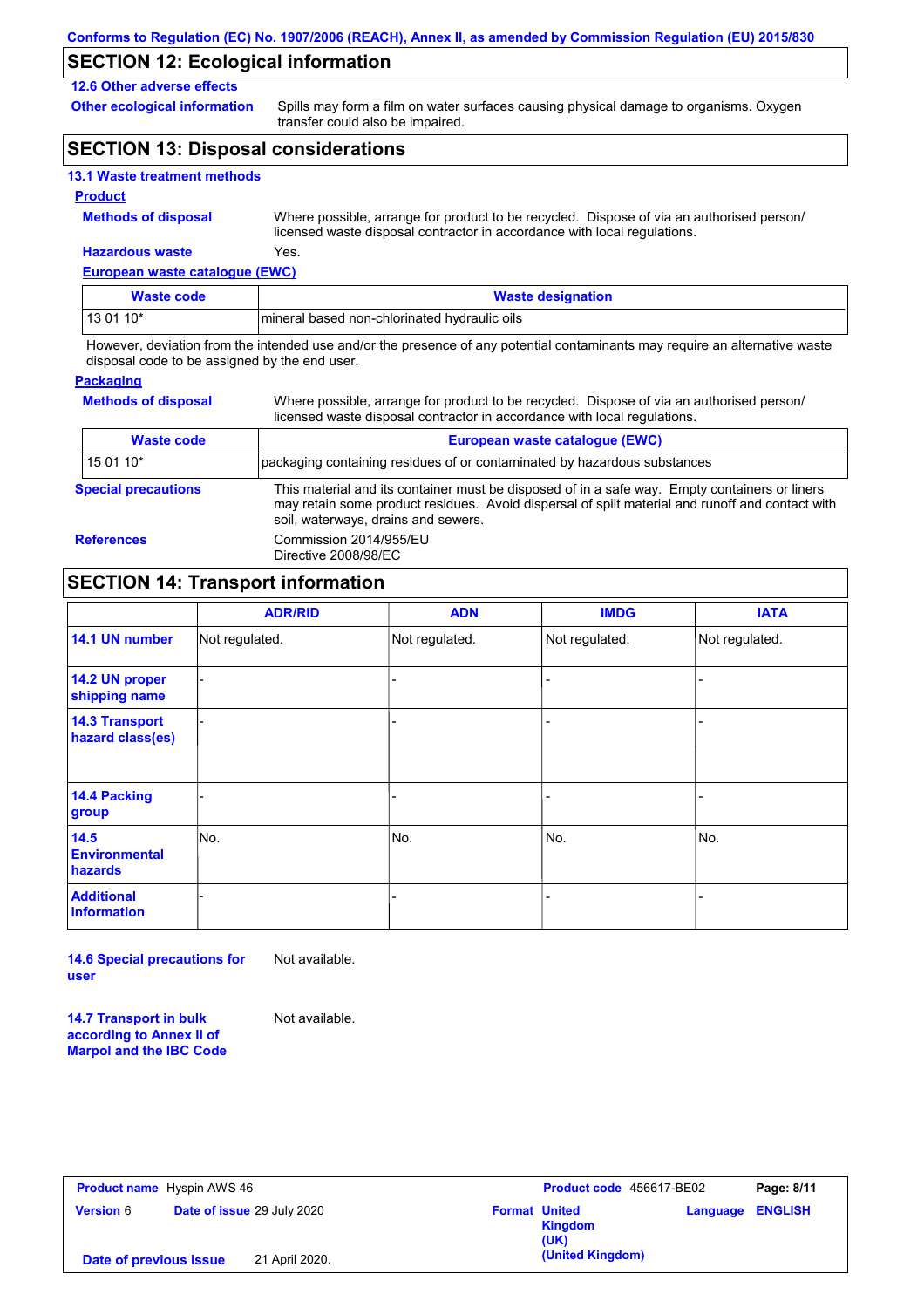Conforms to Regulation (EC) No. 1907/2006 (REACH), Annex II, as amended by Commission Regulation (EU) 2015/830

## SECTION 12: Ecological information

### 12.6 Other adverse effects

**Other ecological information**: Spills may form a film on water surfaces causing physical damage to organisms. Oxygen transfer could also be impaired.

## SECTION 13: Disposal considerations

### 13.1 Waste treatment methods

**Product**

**Methods of disposal**: Where possible, arrange for product to be recycled. Dispose of via an authorised person/ licensed waste disposal contractor in accordance with local regulations.

**Hazardous waste**: Yes.

**European waste catalogue (EWC)**

| Waste code | Waste designation |
|---|---|
| 13 01 10* | mineral based non-chlorinated hydraulic oils |

However, deviation from the intended use and/or the presence of any potential contaminants may require an alternative waste disposal code to be assigned by the end user.

**Packaging**

**Methods of disposal**: Where possible, arrange for product to be recycled. Dispose of via an authorised person/ licensed waste disposal contractor in accordance with local regulations.

| Waste code | European waste catalogue (EWC) |
|---|---|
| 15 01 10* | packaging containing residues of or contaminated by hazardous substances |

**Special precautions**: This material and its container must be disposed of in a safe way. Empty containers or liners may retain some product residues. Avoid dispersal of spilt material and runoff and contact with soil, waterways, drains and sewers.

**References**: Commission 2014/955/EU
Directive 2008/98/EC

## SECTION 14: Transport information

| | ADR/RID | ADN | IMDG | IATA |
|---|---|---|---|---|
| **14.1 UN number** | Not regulated. | Not regulated. | Not regulated. | Not regulated. |
| **14.2 UN proper shipping name** | - | - | - | - |
| **14.3 Transport hazard class(es)** | - | - | - | - |
| **14.4 Packing group** | - | - | - | - |
| **14.5 Environmental hazards** | No. | No. | No. | No. |
| **Additional information** | - | - | - | - |

**14.6 Special precautions for user**: Not available.

**14.7 Transport in bulk according to Annex II of Marpol and the IBC Code**: Not available.

| **Product name** Hyspin AWS 46 | **Product code** 456617-BE02 | **Page:** 8/11 |
|---|---|---|
| **Version** 6 **Date of issue** 29 July 2020 | **Format** United Kingdom (UK) (United Kingdom) | **Language** ENGLISH |
| **Date of previous issue** 21 April 2020. | | |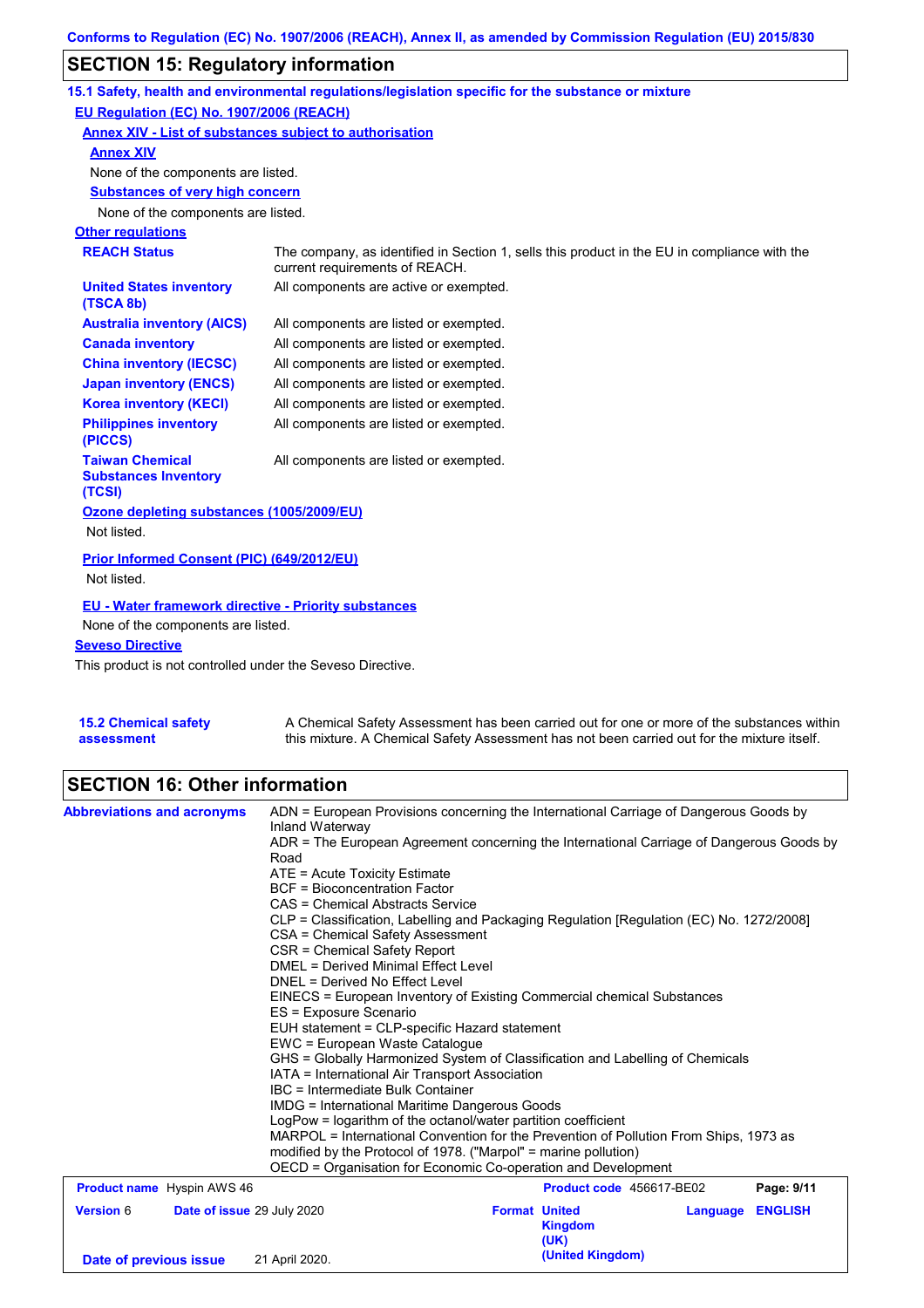## SECTION 15: Regulatory information

### 15.1 Safety, health and environmental regulations/legislation specific for the substance or mixture

**EU Regulation (EC) No. 1907/2006 (REACH)**

**Annex XIV - List of substances subject to authorisation**

**Annex XIV**

None of the components are listed.

**Substances of very high concern**

None of the components are listed.

**Other regulations**

| | |
|---|---|
| **REACH Status** | The company, as identified in Section 1, sells this product in the EU in compliance with the current requirements of REACH. |
| **United States inventory (TSCA 8b)** | All components are active or exempted. |
| **Australia inventory (AICS)** | All components are listed or exempted. |
| **Canada inventory** | All components are listed or exempted. |
| **China inventory (IECSC)** | All components are listed or exempted. |
| **Japan inventory (ENCS)** | All components are listed or exempted. |
| **Korea inventory (KECI)** | All components are listed or exempted. |
| **Philippines inventory (PICCS)** | All components are listed or exempted. |
| **Taiwan Chemical Substances Inventory (TCSI)** | All components are listed or exempted. |

**Ozone depleting substances (1005/2009/EU)**

Not listed.

**Prior Informed Consent (PIC) (649/2012/EU)**

Not listed.

**EU - Water framework directive - Priority substances**

None of the components are listed.

**Seveso Directive**

This product is not controlled under the Seveso Directive.

**15.2 Chemical safety assessment**

A Chemical Safety Assessment has been carried out for one or more of the substances within this mixture. A Chemical Safety Assessment has not been carried out for the mixture itself.

## SECTION 16: Other information

**Abbreviations and acronyms**

ADN = European Provisions concerning the International Carriage of Dangerous Goods by Inland Waterway
ADR = The European Agreement concerning the International Carriage of Dangerous Goods by Road
ATE = Acute Toxicity Estimate
BCF = Bioconcentration Factor
CAS = Chemical Abstracts Service
CLP = Classification, Labelling and Packaging Regulation [Regulation (EC) No. 1272/2008]
CSA = Chemical Safety Assessment
CSR = Chemical Safety Report
DMEL = Derived Minimal Effect Level
DNEL = Derived No Effect Level
EINECS = European Inventory of Existing Commercial chemical Substances
ES = Exposure Scenario
EUH statement = CLP-specific Hazard statement
EWC = European Waste Catalogue
GHS = Globally Harmonized System of Classification and Labelling of Chemicals
IATA = International Air Transport Association
IBC = Intermediate Bulk Container
IMDG = International Maritime Dangerous Goods
LogPow = logarithm of the octanol/water partition coefficient
MARPOL = International Convention for the Prevention of Pollution From Ships, 1973 as modified by the Protocol of 1978. ("Marpol" = marine pollution)
OECD = Organisation for Economic Co-operation and Development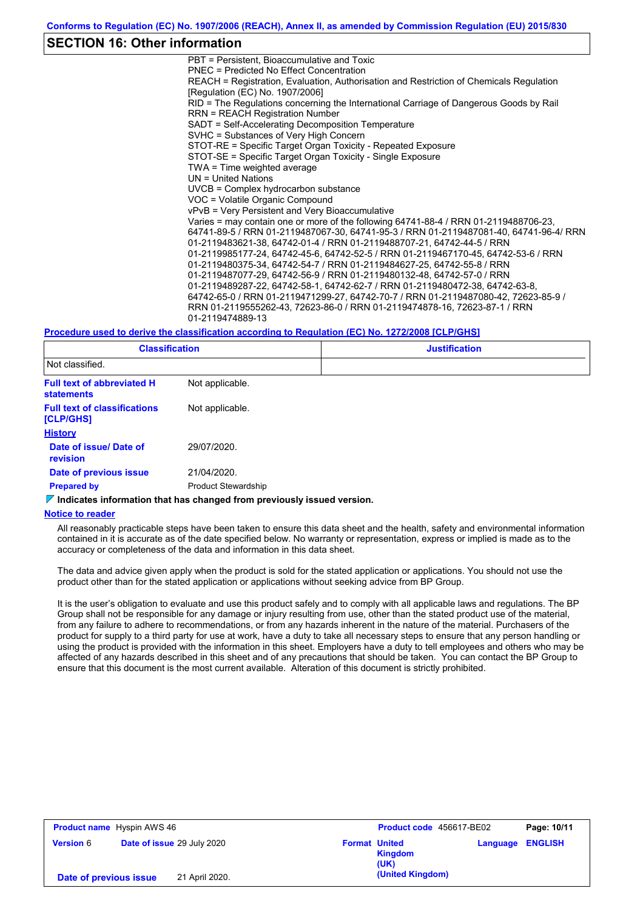## SECTION 16: Other information

PBT = Persistent, Bioaccumulative and Toxic
PNEC = Predicted No Effect Concentration
REACH = Registration, Evaluation, Authorisation and Restriction of Chemicals Regulation [Regulation (EC) No. 1907/2006]
RID = The Regulations concerning the International Carriage of Dangerous Goods by Rail
RRN = REACH Registration Number
SADT = Self-Accelerating Decomposition Temperature
SVHC = Substances of Very High Concern
STOT-RE = Specific Target Organ Toxicity - Repeated Exposure
STOT-SE = Specific Target Organ Toxicity - Single Exposure
TWA = Time weighted average
UN = United Nations
UVCB = Complex hydrocarbon substance
VOC = Volatile Organic Compound
vPvB = Very Persistent and Very Bioaccumulative
Varies = may contain one or more of the following 64741-88-4 / RRN 01-2119488706-23, 64741-89-5 / RRN 01-2119487067-30, 64741-95-3 / RRN 01-2119487081-40, 64741-96-4/ RRN 01-2119483621-38, 64742-01-4 / RRN 01-2119488707-21, 64742-44-5 / RRN 01-2119985177-24, 64742-45-6, 64742-52-5 / RRN 01-2119467170-45, 64742-53-6 / RRN 01-2119480375-34, 64742-54-7 / RRN 01-2119484627-25, 64742-55-8 / RRN 01-2119487077-29, 64742-56-9 / RRN 01-2119480132-48, 64742-57-0 / RRN 01-2119489287-22, 64742-58-1, 64742-62-7 / RRN 01-2119480472-38, 64742-63-8, 64742-65-0 / RRN 01-2119471299-27, 64742-70-7 / RRN 01-2119487080-42, 72623-85-9 / RRN 01-2119555262-43, 72623-86-0 / RRN 01-2119474878-16, 72623-87-1 / RRN 01-2119474889-13

**Procedure used to derive the classification according to Regulation (EC) No. 1272/2008 [CLP/GHS]**

| Classification | Justification |
|---|---|
| Not classified. | |

**Full text of abbreviated H statements:** Not applicable.

**Full text of classifications [CLP/GHS]:** Not applicable.

**History**

**Date of issue/ Date of revision:** 29/07/2020.

**Date of previous issue:** 21/04/2020.

**Prepared by:** Product Stewardship

**Indicates information that has changed from previously issued version.**

**Notice to reader**

All reasonably practicable steps have been taken to ensure this data sheet and the health, safety and environmental information contained in it is accurate as of the date specified below. No warranty or representation, express or implied is made as to the accuracy or completeness of the data and information in this data sheet.

The data and advice given apply when the product is sold for the stated application or applications. You should not use the product other than for the stated application or applications without seeking advice from BP Group.

It is the user's obligation to evaluate and use this product safely and to comply with all applicable laws and regulations. The BP Group shall not be responsible for any damage or injury resulting from use, other than the stated product use of the material, from any failure to adhere to recommendations, or from any hazards inherent in the nature of the material. Purchasers of the product for supply to a third party for use at work, have a duty to take all necessary steps to ensure that any person handling or using the product is provided with the information in this sheet. Employers have a duty to tell employees and others who may be affected of any hazards described in this sheet and of any precautions that should be taken. You can contact the BP Group to ensure that this document is the most current available. Alteration of this document is strictly prohibited.